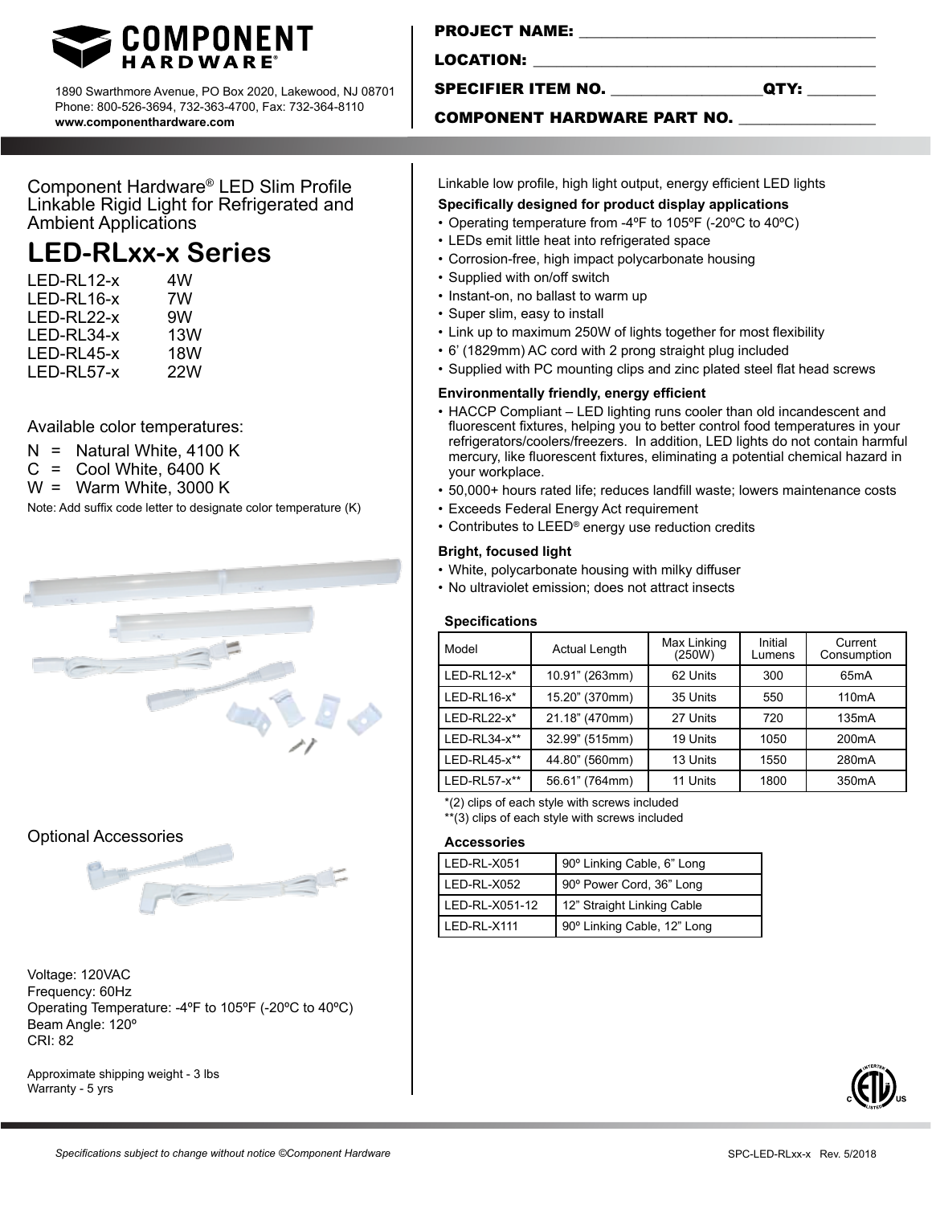# COMPONENT HARDWARE®

1890 Swarthmore Avenue, PO Box 2020, Lakewood, NJ 08701
Phone: 800-526-3694, 732-363-4700, Fax: 732-364-8110
**www.componenthardware.com**

**PROJECT NAME:** ______________________________

**LOCATION:** ______________________________

**SPECIFIER ITEM NO.** ________________ **QTY:** ________

**COMPONENT HARDWARE PART NO.** ________________

Component Hardware® LED Slim Profile Linkable Rigid Light for Refrigerated and Ambient Applications

# LED-RLxx-x Series

| | |
|---|---|
| LED-RL12-x | 4W |
| LED-RL16-x | 7W |
| LED-RL22-x | 9W |
| LED-RL34-x | 13W |
| LED-RL45-x | 18W |
| LED-RL57-x | 22W |

Available color temperatures:

N = Natural White, 4100 K
C = Cool White, 6400 K
W = Warm White, 3000 K

Note: Add suffix code letter to designate color temperature (K)

Optional Accessories

Voltage: 120VAC
Frequency: 60Hz
Operating Temperature: -4ºF to 105ºF (-20ºC to 40ºC)
Beam Angle: 120º
CRI: 82

Approximate shipping weight - 3 lbs
Warranty - 5 yrs

Linkable low profile, high light output, energy efficient LED lights

**Specifically designed for product display applications**

- Operating temperature from -4ºF to 105ºF (-20ºC to 40ºC)
- LEDs emit little heat into refrigerated space
- Corrosion-free, high impact polycarbonate housing
- Supplied with on/off switch
- Instant-on, no ballast to warm up
- Super slim, easy to install
- Link up to maximum 250W of lights together for most flexibility
- 6' (1829mm) AC cord with 2 prong straight plug included
- Supplied with PC mounting clips and zinc plated steel flat head screws

**Environmentally friendly, energy efficient**

- HACCP Compliant – LED lighting runs cooler than old incandescent and fluorescent fixtures, helping you to better control food temperatures in your refrigerators/coolers/freezers. In addition, LED lights do not contain harmful mercury, like fluorescent fixtures, eliminating a potential chemical hazard in your workplace.
- 50,000+ hours rated life; reduces landfill waste; lowers maintenance costs
- Exceeds Federal Energy Act requirement
- Contributes to LEED® energy use reduction credits

**Bright, focused light**

- White, polycarbonate housing with milky diffuser
- No ultraviolet emission; does not attract insects

**Specifications**

| Model | Actual Length | Max Linking (250W) | Initial Lumens | Current Consumption |
|---|---|---|---|---|
| LED-RL12-x* | 10.91" (263mm) | 62 Units | 300 | 65mA |
| LED-RL16-x* | 15.20" (370mm) | 35 Units | 550 | 110mA |
| LED-RL22-x* | 21.18" (470mm) | 27 Units | 720 | 135mA |
| LED-RL34-x** | 32.99" (515mm) | 19 Units | 1050 | 200mA |
| LED-RL45-x** | 44.80" (560mm) | 13 Units | 1550 | 280mA |
| LED-RL57-x** | 56.61" (764mm) | 11 Units | 1800 | 350mA |

*(2) clips of each style with screws included
**(3) clips of each style with screws included

**Accessories**

| | |
|---|---|
| LED-RL-X051 | 90º Linking Cable, 6" Long |
| LED-RL-X052 | 90º Power Cord, 36" Long |
| LED-RL-X051-12 | 12" Straight Linking Cable |
| LED-RL-X111 | 90º Linking Cable, 12" Long |

*Specifications subject to change without notice ©Component Hardware*

SPC-LED-RLxx-x Rev. 5/2018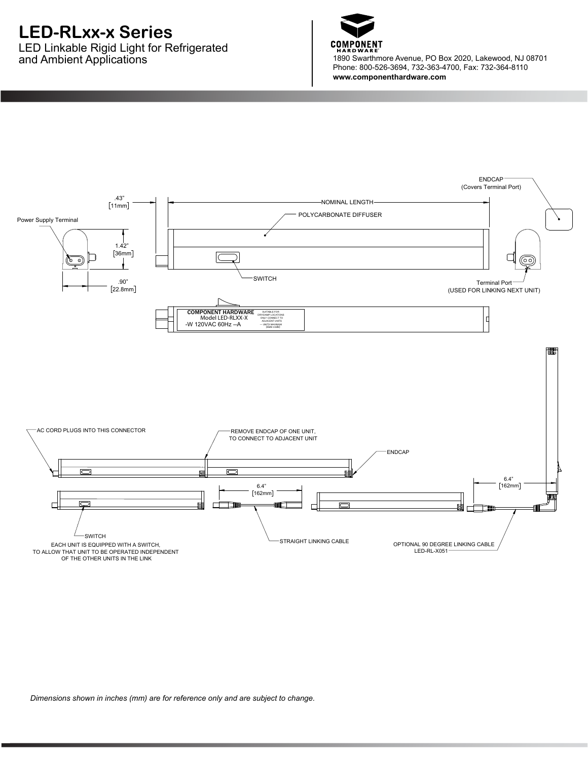# LED-RLxx-x Series

LED Linkable Rigid Light for Refrigerated and Ambient Applications

COMPONENT HARDWARE

1890 Swarthmore Avenue, PO Box 2020, Lakewood, NJ 08701
Phone: 800-526-3694, 732-363-4700, Fax: 732-364-8110
**www.componenthardware.com**

ENDCAP
(Covers Terminal Port)

.43"
[11mm]

NOMINAL LENGTH

POLYCARBONATE DIFFUSER

Power Supply Terminal

1.42"
[36mm]

.90"
[22.8mm]

SWITCH

Terminal Port
(USED FOR LINKING NEXT UNIT)

COMPONENT HARDWARE
Model LED-RLXX-X
-W 120VAC 60Hz --A

SUITABLE FOR DRY/DAMP LOCATIONS ONLY CONNECT TO ADJACENT UNITS -- UNITS MAXIMUM (date code)

AC CORD PLUGS INTO THIS CONNECTOR

REMOVE ENDCAP OF ONE UNIT, TO CONNECT TO ADJACENT UNIT

ENDCAP

6.4"
[162mm]

6.4"
[162mm]

SWITCH

EACH UNIT IS EQUIPPED WITH A SWITCH, TO ALLOW THAT UNIT TO BE OPERATED INDEPENDENT OF THE OTHER UNITS IN THE LINK

STRAIGHT LINKING CABLE

OPTIONAL 90 DEGREE LINKING CABLE
LED-RL-X051

*Dimensions shown in inches (mm) are for reference only and are subject to change.*